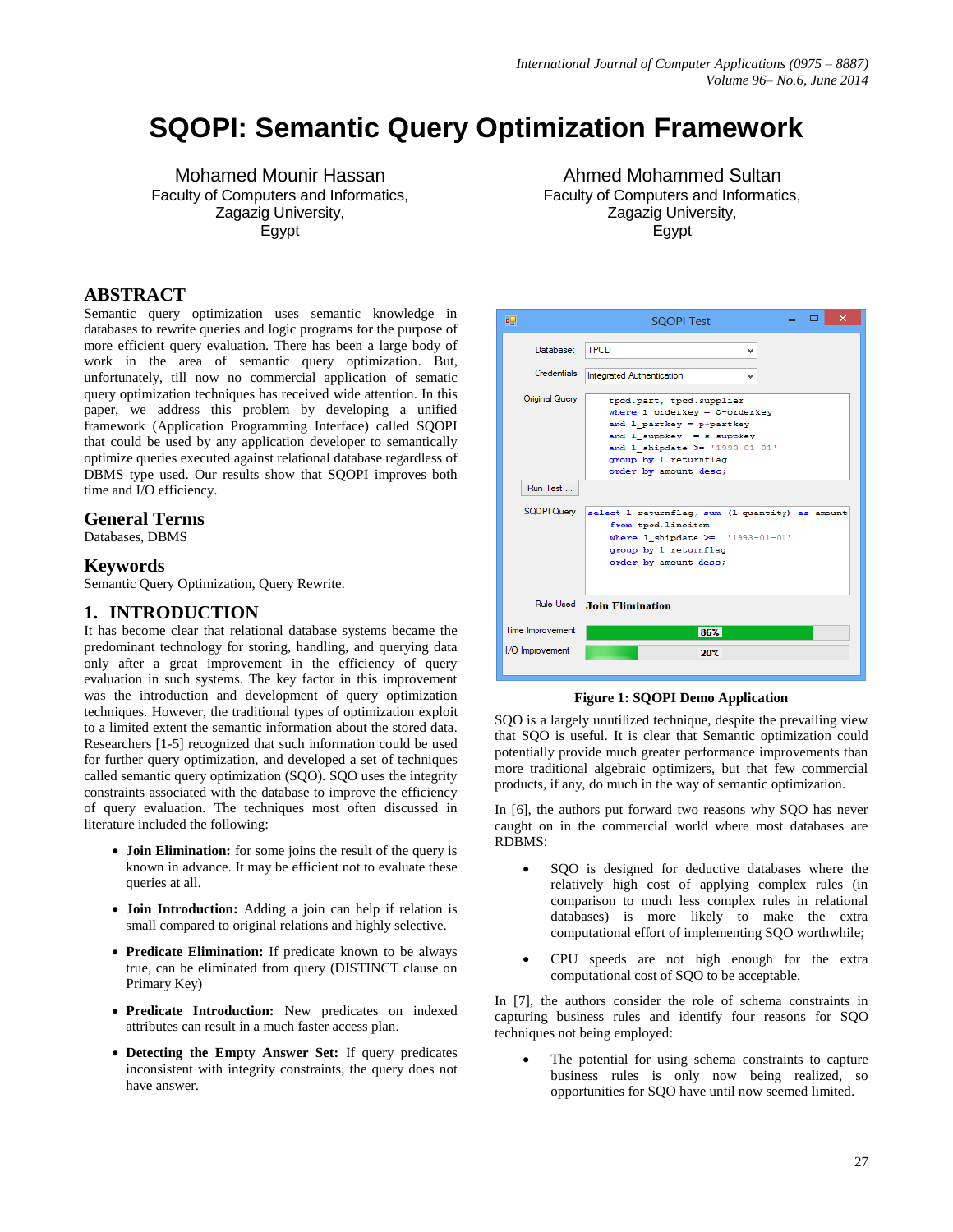# SQOPI: Semantic Query Optimization Framework

Mohamed Mounir Hassan
Faculty of Computers and Informatics,
Zagazig University,
Egypt

Ahmed Mohammed Sultan
Faculty of Computers and Informatics,
Zagazig University,
Egypt

## ABSTRACT

Semantic query optimization uses semantic knowledge in databases to rewrite queries and logic programs for the purpose of more efficient query evaluation. There has been a large body of work in the area of semantic query optimization. But, unfortunately, till now no commercial application of sematic query optimization techniques has received wide attention. In this paper, we address this problem by developing a unified framework (Application Programming Interface) called SQOPI that could be used by any application developer to semantically optimize queries executed against relational database regardless of DBMS type used. Our results show that SQOPI improves both time and I/O efficiency.

## General Terms

Databases, DBMS

## Keywords

Semantic Query Optimization, Query Rewrite.

## 1. INTRODUCTION

It has become clear that relational database systems became the predominant technology for storing, handling, and querying data only after a great improvement in the efficiency of query evaluation in such systems. The key factor in this improvement was the introduction and development of query optimization techniques. However, the traditional types of optimization exploit to a limited extent the semantic information about the stored data. Researchers [1-5] recognized that such information could be used for further query optimization, and developed a set of techniques called semantic query optimization (SQO). SQO uses the integrity constraints associated with the database to improve the efficiency of query evaluation. The techniques most often discussed in literature included the following:

- **Join Elimination:** for some joins the result of the query is known in advance. It may be efficient not to evaluate these queries at all.
- **Join Introduction:** Adding a join can help if relation is small compared to original relations and highly selective.
- **Predicate Elimination:** If predicate known to be always true, can be eliminated from query (DISTINCT clause on Primary Key)
- **Predicate Introduction:** New predicates on indexed attributes can result in a much faster access plan.
- **Detecting the Empty Answer Set:** If query predicates inconsistent with integrity constraints, the query does not have answer.

**Figure 1: SQOPI Demo Application**

SQO is a largely unutilized technique, despite the prevailing view that SQO is useful. It is clear that Semantic optimization could potentially provide much greater performance improvements than more traditional algebraic optimizers, but that few commercial products, if any, do much in the way of semantic optimization.

In [6], the authors put forward two reasons why SQO has never caught on in the commercial world where most databases are RDBMS:

- SQO is designed for deductive databases where the relatively high cost of applying complex rules (in comparison to much less complex rules in relational databases) is more likely to make the extra computational effort of implementing SQO worthwhile;
- CPU speeds are not high enough for the extra computational cost of SQO to be acceptable.

In [7], the authors consider the role of schema constraints in capturing business rules and identify four reasons for SQO techniques not being employed:

- The potential for using schema constraints to capture business rules is only now being realized, so opportunities for SQO have until now seemed limited.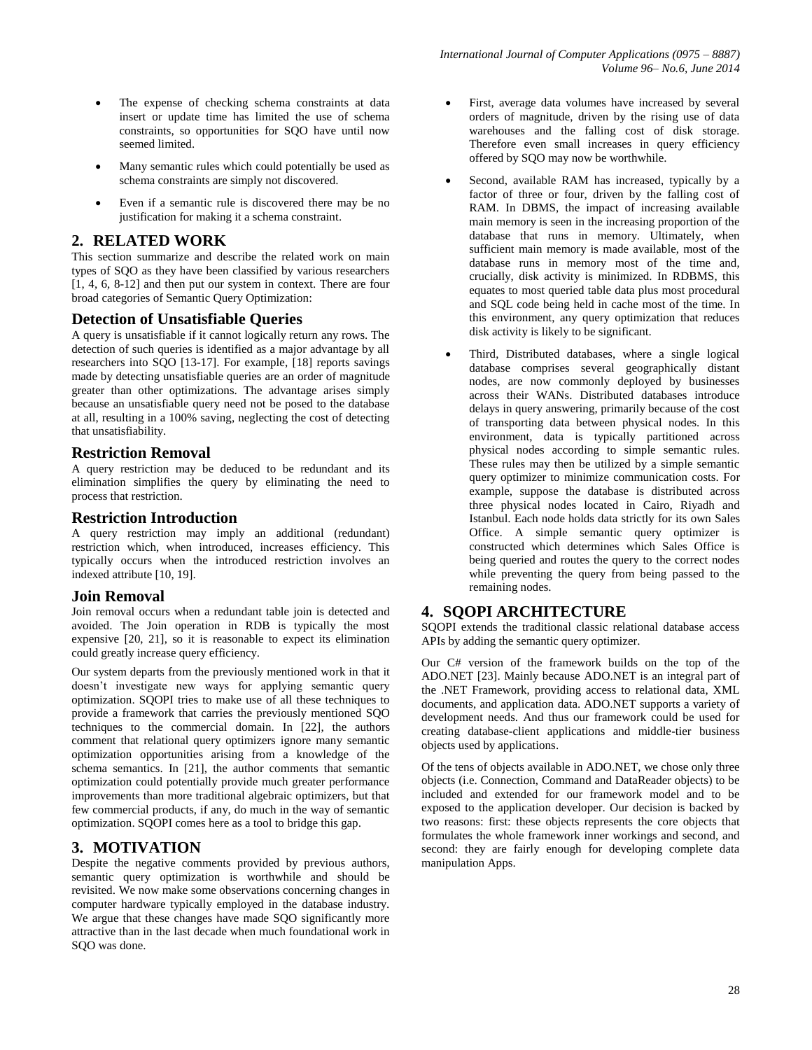- The expense of checking schema constraints at data insert or update time has limited the use of schema constraints, so opportunities for SQO have until now seemed limited.
- Many semantic rules which could potentially be used as schema constraints are simply not discovered.
- Even if a semantic rule is discovered there may be no justification for making it a schema constraint.

## 2. RELATED WORK

This section summarize and describe the related work on main types of SQO as they have been classified by various researchers [1, 4, 6, 8-12] and then put our system in context. There are four broad categories of Semantic Query Optimization:

### Detection of Unsatisfiable Queries

A query is unsatisfiable if it cannot logically return any rows. The detection of such queries is identified as a major advantage by all researchers into SQO [13-17]. For example, [18] reports savings made by detecting unsatisfiable queries are an order of magnitude greater than other optimizations. The advantage arises simply because an unsatisfiable query need not be posed to the database at all, resulting in a 100% saving, neglecting the cost of detecting that unsatisfiability.

### Restriction Removal

A query restriction may be deduced to be redundant and its elimination simplifies the query by eliminating the need to process that restriction.

### Restriction Introduction

A query restriction may imply an additional (redundant) restriction which, when introduced, increases efficiency. This typically occurs when the introduced restriction involves an indexed attribute [10, 19].

### Join Removal

Join removal occurs when a redundant table join is detected and avoided. The Join operation in RDB is typically the most expensive [20, 21], so it is reasonable to expect its elimination could greatly increase query efficiency.

Our system departs from the previously mentioned work in that it doesn't investigate new ways for applying semantic query optimization. SQOPI tries to make use of all these techniques to provide a framework that carries the previously mentioned SQO techniques to the commercial domain. In [22], the authors comment that relational query optimizers ignore many semantic optimization opportunities arising from a knowledge of the schema semantics. In [21], the author comments that semantic optimization could potentially provide much greater performance improvements than more traditional algebraic optimizers, but that few commercial products, if any, do much in the way of semantic optimization. SQOPI comes here as a tool to bridge this gap.

## 3. MOTIVATION

Despite the negative comments provided by previous authors, semantic query optimization is worthwhile and should be revisited. We now make some observations concerning changes in computer hardware typically employed in the database industry. We argue that these changes have made SQO significantly more attractive than in the last decade when much foundational work in SQO was done.

- First, average data volumes have increased by several orders of magnitude, driven by the rising use of data warehouses and the falling cost of disk storage. Therefore even small increases in query efficiency offered by SQO may now be worthwhile.
- Second, available RAM has increased, typically by a factor of three or four, driven by the falling cost of RAM. In DBMS, the impact of increasing available main memory is seen in the increasing proportion of the database that runs in memory. Ultimately, when sufficient main memory is made available, most of the database runs in memory most of the time and, crucially, disk activity is minimized. In RDBMS, this equates to most queried table data plus most procedural and SQL code being held in cache most of the time. In this environment, any query optimization that reduces disk activity is likely to be significant.
- Third, Distributed databases, where a single logical database comprises several geographically distant nodes, are now commonly deployed by businesses across their WANs. Distributed databases introduce delays in query answering, primarily because of the cost of transporting data between physical nodes. In this environment, data is typically partitioned across physical nodes according to simple semantic rules. These rules may then be utilized by a simple semantic query optimizer to minimize communication costs. For example, suppose the database is distributed across three physical nodes located in Cairo, Riyadh and Istanbul. Each node holds data strictly for its own Sales Office. A simple semantic query optimizer is constructed which determines which Sales Office is being queried and routes the query to the correct nodes while preventing the query from being passed to the remaining nodes.

## 4. SQOPI ARCHITECTURE

SQOPI extends the traditional classic relational database access APIs by adding the semantic query optimizer.

Our C# version of the framework builds on the top of the ADO.NET [23]. Mainly because ADO.NET is an integral part of the .NET Framework, providing access to relational data, XML documents, and application data. ADO.NET supports a variety of development needs. And thus our framework could be used for creating database-client applications and middle-tier business objects used by applications.

Of the tens of objects available in ADO.NET, we chose only three objects (i.e. Connection, Command and DataReader objects) to be included and extended for our framework model and to be exposed to the application developer. Our decision is backed by two reasons: first: these objects represents the core objects that formulates the whole framework inner workings and second, and second: they are fairly enough for developing complete data manipulation Apps.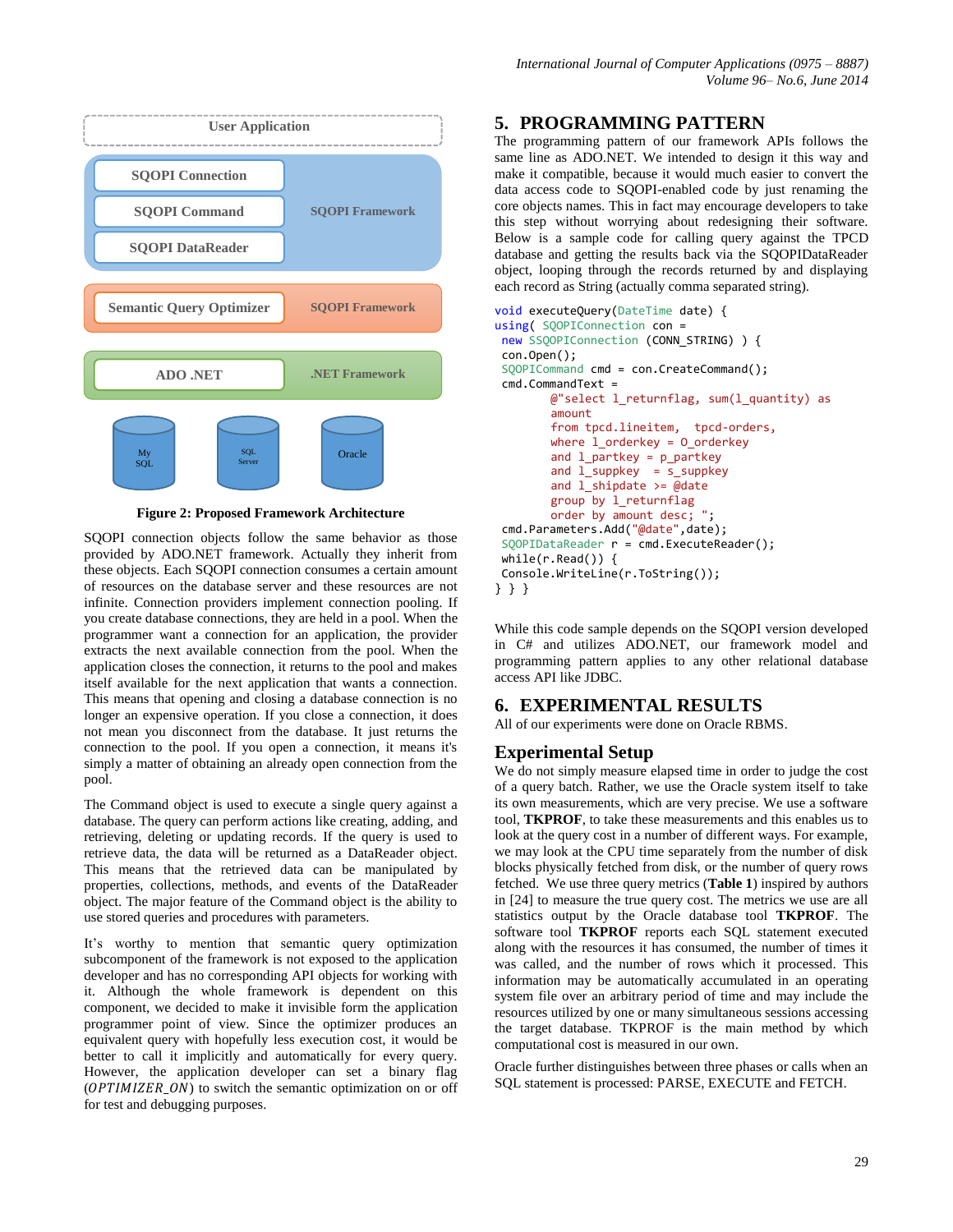Figure 2: Proposed Framework Architecture

SQOPI connection objects follow the same behavior as those provided by ADO.NET framework. Actually they inherit from these objects. Each SQOPI connection consumes a certain amount of resources on the database server and these resources are not infinite. Connection providers implement connection pooling. If you create database connections, they are held in a pool. When the programmer want a connection for an application, the provider extracts the next available connection from the pool. When the application closes the connection, it returns to the pool and makes itself available for the next application that wants a connection. This means that opening and closing a database connection is no longer an expensive operation. If you close a connection, it does not mean you disconnect from the database. It just returns the connection to the pool. If you open a connection, it means it's simply a matter of obtaining an already open connection from the pool.

The Command object is used to execute a single query against a database. The query can perform actions like creating, adding, and retrieving, deleting or updating records. If the query is used to retrieve data, the data will be returned as a DataReader object. This means that the retrieved data can be manipulated by properties, collections, methods, and events of the DataReader object. The major feature of the Command object is the ability to use stored queries and procedures with parameters.

It's worthy to mention that semantic query optimization subcomponent of the framework is not exposed to the application developer and has no corresponding API objects for working with it. Although the whole framework is dependent on this component, we decided to make it invisible form the application programmer point of view. Since the optimizer produces an equivalent query with hopefully less execution cost, it would be better to call it implicitly and automatically for every query. However, the application developer can set a binary flag (*OPTIMIZER_ON*) to switch the semantic optimization on or off for test and debugging purposes.

## 5. PROGRAMMING PATTERN

The programming pattern of our framework APIs follows the same line as ADO.NET. We intended to design it this way and make it compatible, because it would much easier to convert the data access code to SQOPI-enabled code by just renaming the core objects names. This in fact may encourage developers to take this step without worrying about redesigning their software. Below is a sample code for calling query against the TPCD database and getting the results back via the SQOPIDataReader object, looping through the records returned by and displaying each record as String (actually comma separated string).

```
void executeQuery(DateTime date) {
using( SQOPIConnection con =
 new SSQOPIConnection (CONN_STRING) ) {
 con.Open();
 SQOPICommand cmd = con.CreateCommand();
 cmd.CommandText =
        @"select l_returnflag, sum(l_quantity) as
        amount
        from tpcd.lineitem,  tpcd-orders,
        where l_orderkey = O_orderkey
        and l_partkey = p_partkey
        and l_suppkey  = s_suppkey
        and l_shipdate >= @date
        group by l_returnflag
        order by amount desc; ";
 cmd.Parameters.Add("@date",date);
 SQOPIDataReader r = cmd.ExecuteReader();
 while(r.Read()) {
 Console.WriteLine(r.ToString());
} } }
```

While this code sample depends on the SQOPI version developed in C# and utilizes ADO.NET, our framework model and programming pattern applies to any other relational database access API like JDBC.

## 6. EXPERIMENTAL RESULTS

All of our experiments were done on Oracle RBMS.

### Experimental Setup

We do not simply measure elapsed time in order to judge the cost of a query batch. Rather, we use the Oracle system itself to take its own measurements, which are very precise. We use a software tool, **TKPROF**, to take these measurements and this enables us to look at the query cost in a number of different ways. For example, we may look at the CPU time separately from the number of disk blocks physically fetched from disk, or the number of query rows fetched. We use three query metrics (**Table 1**) inspired by authors in [24] to measure the true query cost. The metrics we use are all statistics output by the Oracle database tool **TKPROF**. The software tool **TKPROF** reports each SQL statement executed along with the resources it has consumed, the number of times it was called, and the number of rows which it processed. This information may be automatically accumulated in an operating system file over an arbitrary period of time and may include the resources utilized by one or many simultaneous sessions accessing the target database. TKPROF is the main method by which computational cost is measured in our own.

Oracle further distinguishes between three phases or calls when an SQL statement is processed: PARSE, EXECUTE and FETCH.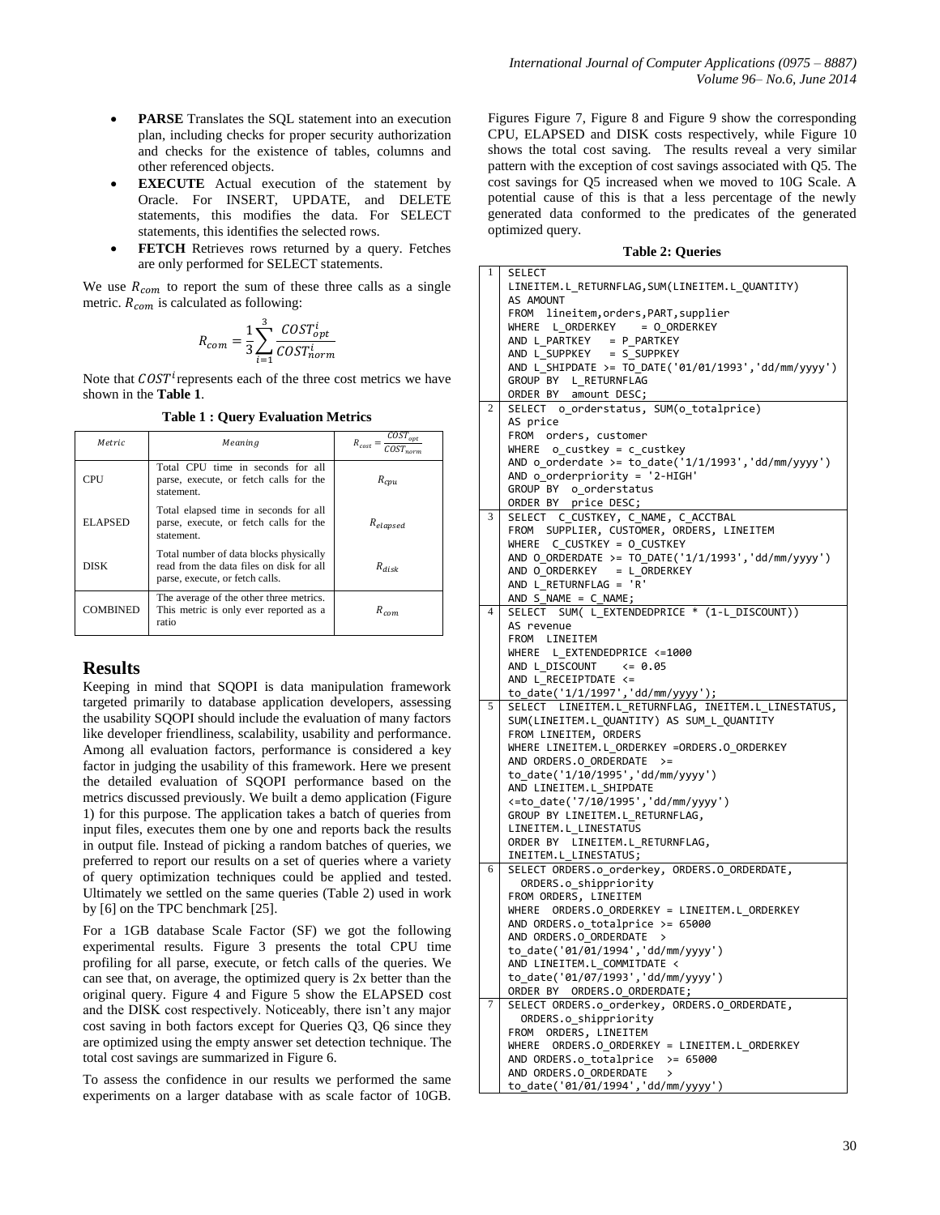- **PARSE** Translates the SQL statement into an execution plan, including checks for proper security authorization and checks for the existence of tables, columns and other referenced objects.
- **EXECUTE** Actual execution of the statement by Oracle. For INSERT, UPDATE, and DELETE statements, this modifies the data. For SELECT statements, this identifies the selected rows.
- **FETCH** Retrieves rows returned by a query. Fetches are only performed for SELECT statements.

We use $R_{com}$ to report the sum of these three calls as a single metric. $R_{com}$ is calculated as following:

$$R_{com} = \frac{1}{3}\sum_{i=1}^{3}\frac{COST_{opt}^{i}}{COST_{norm}^{i}}$$

Note that $COST^{i}$ represents each of the three cost metrics we have shown in the **Table 1**.

**Table 1 : Query Evaluation Metrics**

| *Metric* | *Meaning* | $R_{cost} = \frac{COST_{opt}}{COST_{norm}}$ |
|---|---|---|
| CPU | Total CPU time in seconds for all parse, execute, or fetch calls for the statement. | $R_{cpu}$ |
| ELAPSED | Total elapsed time in seconds for all parse, execute, or fetch calls for the statement. | $R_{elapsed}$ |
| DISK | Total number of data blocks physically read from the data files on disk for all parse, execute, or fetch calls. | $R_{disk}$ |
| COMBINED | The average of the other three metrics. This metric is only ever reported as a ratio | $R_{com}$ |

## Results

Keeping in mind that SQOPI is data manipulation framework targeted primarily to database application developers, assessing the usability SQOPI should include the evaluation of many factors like developer friendliness, scalability, usability and performance. Among all evaluation factors, performance is considered a key factor in judging the usability of this framework. Here we present the detailed evaluation of SQOPI performance based on the metrics discussed previously. We built a demo application (Figure 1) for this purpose. The application takes a batch of queries from input files, executes them one by one and reports back the results in output file. Instead of picking a random batches of queries, we preferred to report our results on a set of queries where a variety of query optimization techniques could be applied and tested. Ultimately we settled on the same queries (Table 2) used in work by [6] on the TPC benchmark [25].

For a 1GB database Scale Factor (SF) we got the following experimental results. Figure 3 presents the total CPU time profiling for all parse, execute, or fetch calls of the queries. We can see that, on average, the optimized query is 2x better than the original query. Figure 4 and Figure 5 show the ELAPSED cost and the DISK cost respectively. Noticeably, there isn't any major cost saving in both factors except for Queries Q3, Q6 since they are optimized using the empty answer set detection technique. The total cost savings are summarized in Figure 6.

To assess the confidence in our results we performed the same experiments on a larger database with as scale factor of 10GB. Figures Figure 7, Figure 8 and Figure 9 show the corresponding CPU, ELAPSED and DISK costs respectively, while Figure 10 shows the total cost saving. The results reveal a very similar pattern with the exception of cost savings associated with Q5. The cost savings for Q5 increased when we moved to 10G Scale. A potential cause of this is that a less percentage of the newly generated data conformed to the predicates of the generated optimized query.

**Table 2: Queries**

| # | Query |
|---|---|
| 1 | `SELECT LINEITEM.L_RETURNFLAG,SUM(LINEITEM.L_QUANTITY) AS AMOUNT FROM lineitem,orders,PART,supplier WHERE L_ORDERKEY = O_ORDERKEY AND L_PARTKEY = P_PARTKEY AND L_SUPPKEY = S_SUPPKEY AND L_SHIPDATE >= TO_DATE('01/01/1993','dd/mm/yyyy') GROUP BY L_RETURNFLAG ORDER BY amount DESC;` |
| 2 | `SELECT o_orderstatus, SUM(o_totalprice) AS price FROM orders, customer WHERE o_custkey = c_custkey AND o_orderdate >= to_date('1/1/1993','dd/mm/yyyy') AND o_orderpriority = '2-HIGH' GROUP BY o_orderstatus ORDER BY price DESC;` |
| 3 | `SELECT C_CUSTKEY, C_NAME, C_ACCTBAL FROM SUPPLIER, CUSTOMER, ORDERS, LINEITEM WHERE C_CUSTKEY = O_CUSTKEY AND O_ORDERDATE >= TO_DATE('1/1/1993','dd/mm/yyyy') AND O_ORDERKEY = L_ORDERKEY AND L_RETURNFLAG = 'R' AND S_NAME = C_NAME;` |
| 4 | `SELECT SUM( L_EXTENDEDPRICE * (1-L_DISCOUNT)) AS revenue FROM LINEITEM WHERE L_EXTENDEDPRICE <=1000 AND L_DISCOUNT <= 0.05 AND L_RECEIPTDATE <= to_date('1/1/1997','dd/mm/yyyy');` |
| 5 | `SELECT LINEITEM.L_RETURNFLAG, INEITEM.L_LINESTATUS, SUM(LINEITEM.L_QUANTITY) AS SUM_L_QUANTITY FROM LINEITEM, ORDERS WHERE LINEITEM.L_ORDERKEY =ORDERS.O_ORDERKEY AND ORDERS.O_ORDERDATE >= to_date('1/10/1995','dd/mm/yyyy') AND LINEITEM.L_SHIPDATE <=to_date('7/10/1995','dd/mm/yyyy') GROUP BY LINEITEM.L_RETURNFLAG, LINEITEM.L_LINESTATUS ORDER BY LINEITEM.L_RETURNFLAG, INEITEM.L_LINESTATUS;` |
| 6 | `SELECT ORDERS.o_orderkey, ORDERS.O_ORDERDATE, ORDERS.o_shippriority FROM ORDERS, LINEITEM WHERE ORDERS.O_ORDERKEY = LINEITEM.L_ORDERKEY AND ORDERS.o_totalprice >= 65000 AND ORDERS.O_ORDERDATE > to_date('01/01/1994','dd/mm/yyyy') AND LINEITEM.L_COMMITDATE < to_date('01/07/1993','dd/mm/yyyy') ORDER BY ORDERS.O_ORDERDATE;` |
| 7 | `SELECT ORDERS.o_orderkey, ORDERS.O_ORDERDATE, ORDERS.o_shippriority FROM ORDERS, LINEITEM WHERE ORDERS.O_ORDERKEY = LINEITEM.L_ORDERKEY AND ORDERS.o_totalprice >= 65000 AND ORDERS.O_ORDERDATE > to_date('01/01/1994','dd/mm/yyyy')` |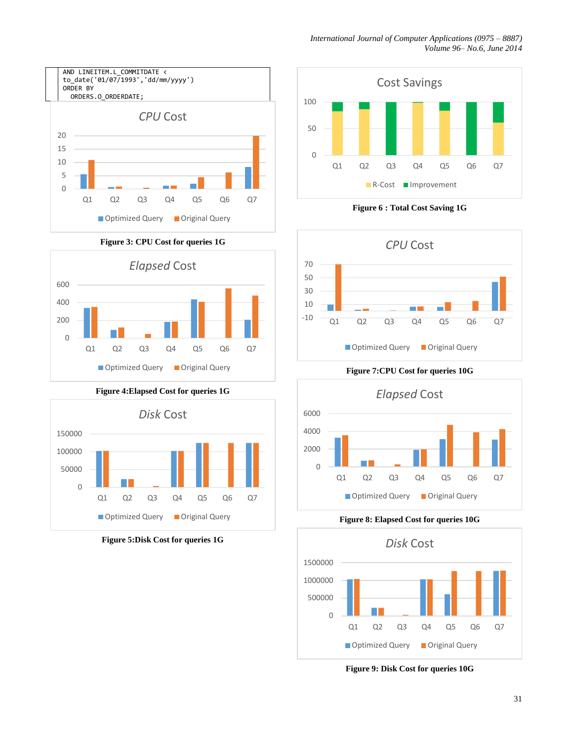```
AND LINEITEM.L_COMMITDATE <
to_date('01/07/1993','dd/mm/yyyy')
ORDER BY
  ORDERS.O_ORDERDATE;
```

**Figure 3: CPU Cost for queries 1G**

**Figure 4:Elapsed Cost for queries 1G**

**Figure 5:Disk Cost for queries 1G**

**Figure 6 : Total Cost Saving 1G**

**Figure 7:CPU Cost for queries 10G**

**Figure 8: Elapsed Cost for queries 10G**

**Figure 9: Disk Cost for queries 10G**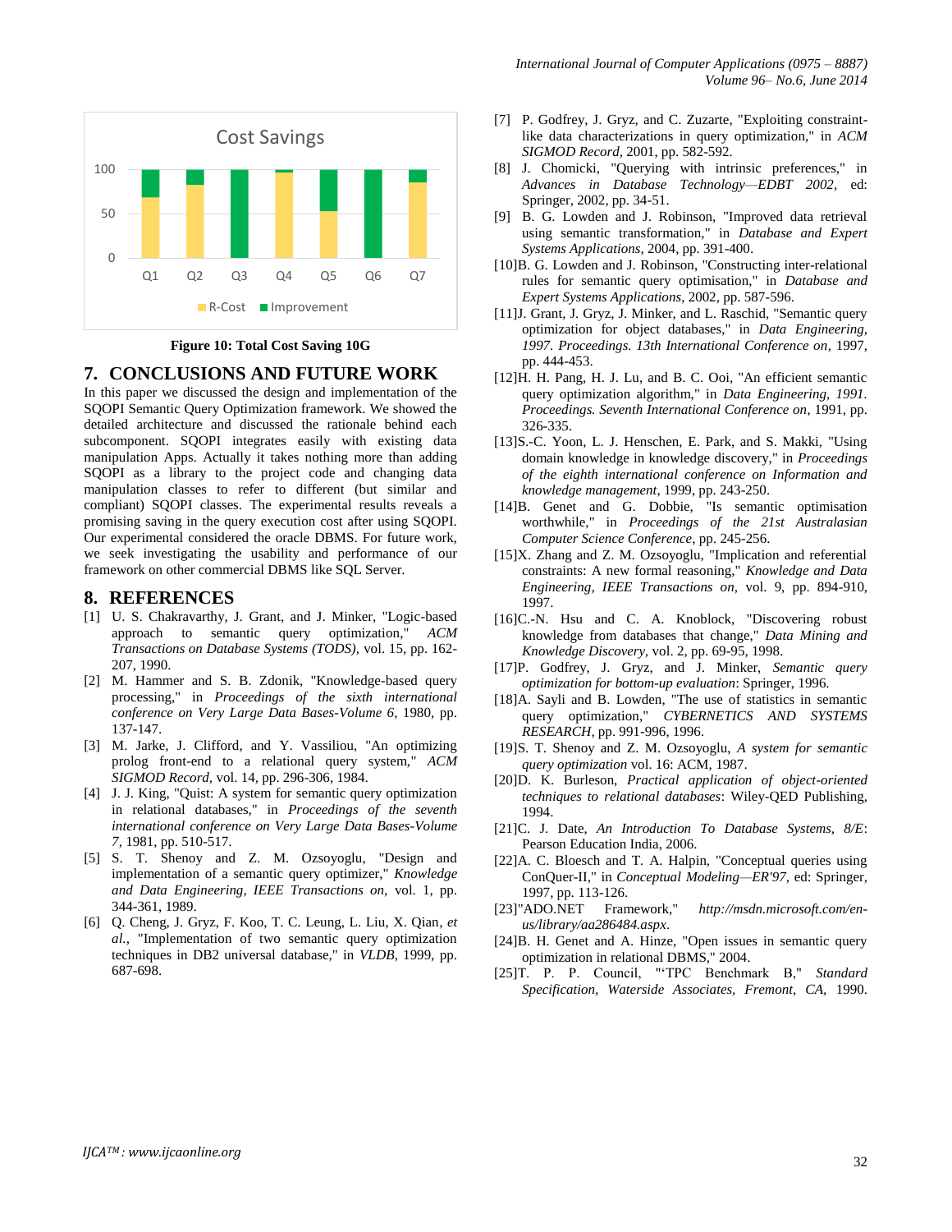Cost Savings

100

50

0

Q1 Q2 Q3 Q4 Q5 Q6 Q7

R-Cost Improvement

**Figure 10: Total Cost Saving 10G**

## 7. CONCLUSIONS AND FUTURE WORK

In this paper we discussed the design and implementation of the SQOPI Semantic Query Optimization framework. We showed the detailed architecture and discussed the rationale behind each subcomponent. SQOPI integrates easily with existing data manipulation Apps. Actually it takes nothing more than adding SQOPI as a library to the project code and changing data manipulation classes to refer to different (but similar and compliant) SQOPI classes. The experimental results reveals a promising saving in the query execution cost after using SQOPI. Our experimental considered the oracle DBMS. For future work, we seek investigating the usability and performance of our framework on other commercial DBMS like SQL Server.

## 8. REFERENCES

[1] U. S. Chakravarthy, J. Grant, and J. Minker, "Logic-based approach to semantic query optimization," *ACM Transactions on Database Systems (TODS)*, vol. 15, pp. 162-207, 1990.

[2] M. Hammer and S. B. Zdonik, "Knowledge-based query processing," in *Proceedings of the sixth international conference on Very Large Data Bases-Volume 6*, 1980, pp. 137-147.

[3] M. Jarke, J. Clifford, and Y. Vassiliou, "An optimizing prolog front-end to a relational query system," *ACM SIGMOD Record*, vol. 14, pp. 296-306, 1984.

[4] J. J. King, "Quist: A system for semantic query optimization in relational databases," in *Proceedings of the seventh international conference on Very Large Data Bases-Volume 7*, 1981, pp. 510-517.

[5] S. T. Shenoy and Z. M. Ozsoyoglu, "Design and implementation of a semantic query optimizer," *Knowledge and Data Engineering, IEEE Transactions on*, vol. 1, pp. 344-361, 1989.

[6] Q. Cheng, J. Gryz, F. Koo, T. C. Leung, L. Liu, X. Qian, *et al.*, "Implementation of two semantic query optimization techniques in DB2 universal database," in *VLDB*, 1999, pp. 687-698.

[7] P. Godfrey, J. Gryz, and C. Zuzarte, "Exploiting constraint-like data characterizations in query optimization," in *ACM SIGMOD Record*, 2001, pp. 582-592.

[8] J. Chomicki, "Querying with intrinsic preferences," in *Advances in Database Technology—EDBT 2002*, ed: Springer, 2002, pp. 34-51.

[9] B. G. Lowden and J. Robinson, "Improved data retrieval using semantic transformation," in *Database and Expert Systems Applications*, 2004, pp. 391-400.

[10] B. G. Lowden and J. Robinson, "Constructing inter-relational rules for semantic query optimisation," in *Database and Expert Systems Applications*, 2002, pp. 587-596.

[11] J. Grant, J. Gryz, J. Minker, and L. Raschid, "Semantic query optimization for object databases," in *Data Engineering, 1997. Proceedings. 13th International Conference on*, 1997, pp. 444-453.

[12] H. H. Pang, H. J. Lu, and B. C. Ooi, "An efficient semantic query optimization algorithm," in *Data Engineering, 1991. Proceedings. Seventh International Conference on*, 1991, pp. 326-335.

[13] S.-C. Yoon, L. J. Henschen, E. Park, and S. Makki, "Using domain knowledge in knowledge discovery," in *Proceedings of the eighth international conference on Information and knowledge management*, 1999, pp. 243-250.

[14] B. Genet and G. Dobbie, "Is semantic optimisation worthwhile," in *Proceedings of the 21st Australasian Computer Science Conference*, pp. 245-256.

[15] X. Zhang and Z. M. Ozsoyoglu, "Implication and referential constraints: A new formal reasoning," *Knowledge and Data Engineering, IEEE Transactions on*, vol. 9, pp. 894-910, 1997.

[16] C.-N. Hsu and C. A. Knoblock, "Discovering robust knowledge from databases that change," *Data Mining and Knowledge Discovery*, vol. 2, pp. 69-95, 1998.

[17] P. Godfrey, J. Gryz, and J. Minker, *Semantic query optimization for bottom-up evaluation*: Springer, 1996.

[18] A. Sayli and B. Lowden, "The use of statistics in semantic query optimization," *CYBERNETICS AND SYSTEMS RESEARCH*, pp. 991-996, 1996.

[19] S. T. Shenoy and Z. M. Ozsoyoglu, *A system for semantic query optimization* vol. 16: ACM, 1987.

[20] D. K. Burleson, *Practical application of object-oriented techniques to relational databases*: Wiley-QED Publishing, 1994.

[21] C. J. Date, *An Introduction To Database Systems, 8/E*: Pearson Education India, 2006.

[22] A. C. Bloesch and T. A. Halpin, "Conceptual queries using ConQuer-II," in *Conceptual Modeling—ER'97*, ed: Springer, 1997, pp. 113-126.

[23] "ADO.NET Framework," *http://msdn.microsoft.com/en-us/library/aa286484.aspx*.

[24] B. H. Genet and A. Hinze, "Open issues in semantic query optimization in relational DBMS," 2004.

[25] T. P. P. Council, "'TPC Benchmark B," *Standard Specification, Waterside Associates, Fremont, CA*, 1990.